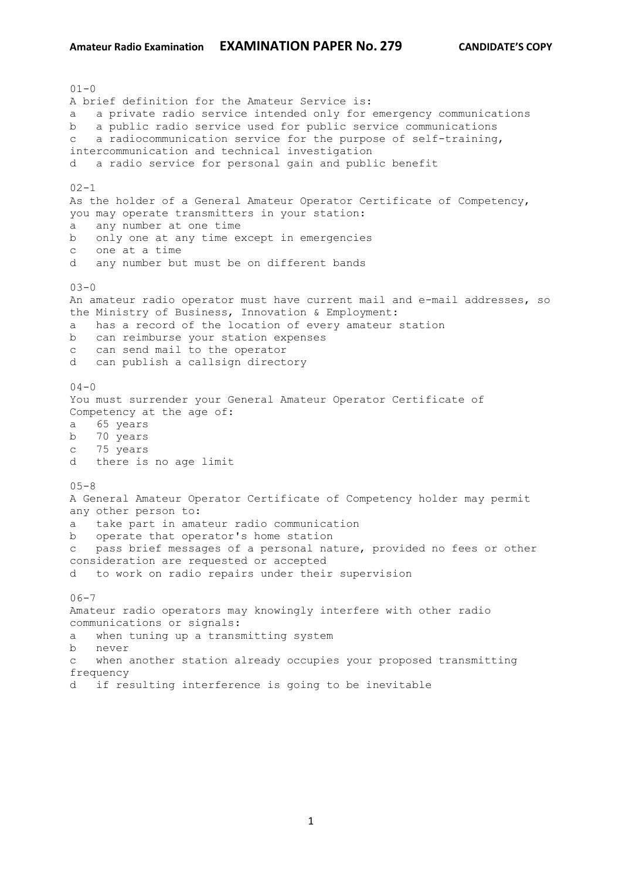Amateur Radio Examination **EXAMINATION PAPER No. 279** **CANDIDATE'S COPY**

01-0
A brief definition for the Amateur Service is:
a a private radio service intended only for emergency communications
b a public radio service used for public service communications
c a radiocommunication service for the purpose of self-training, intercommunication and technical investigation
d a radio service for personal gain and public benefit

02-1
As the holder of a General Amateur Operator Certificate of Competency, you may operate transmitters in your station:
a any number at one time
b only one at any time except in emergencies
c one at a time
d any number but must be on different bands

03-0
An amateur radio operator must have current mail and e-mail addresses, so the Ministry of Business, Innovation & Employment:
a has a record of the location of every amateur station
b can reimburse your station expenses
c can send mail to the operator
d can publish a callsign directory

04-0
You must surrender your General Amateur Operator Certificate of Competency at the age of:
a 65 years
b 70 years
c 75 years
d there is no age limit

05-8
A General Amateur Operator Certificate of Competency holder may permit any other person to:
a take part in amateur radio communication
b operate that operator's home station
c pass brief messages of a personal nature, provided no fees or other consideration are requested or accepted
d to work on radio repairs under their supervision

06-7
Amateur radio operators may knowingly interfere with other radio communications or signals:
a when tuning up a transmitting system
b never
c when another station already occupies your proposed transmitting frequency
d if resulting interference is going to be inevitable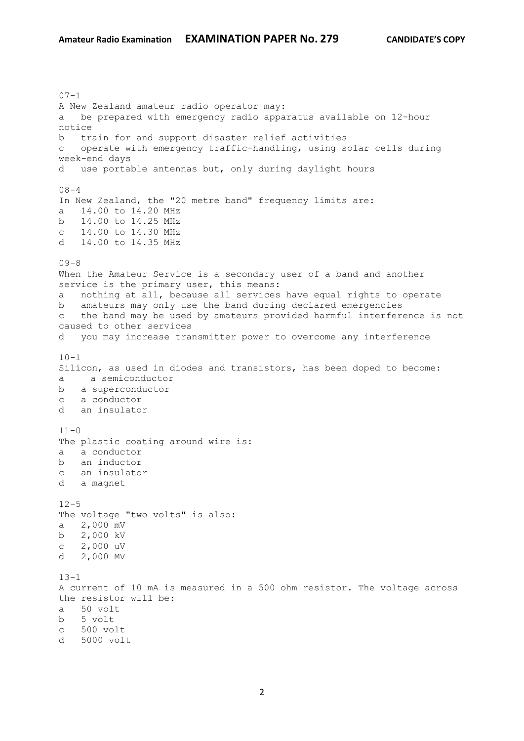07-1
A New Zealand amateur radio operator may:
a   be prepared with emergency radio apparatus available on 12-hour notice
b   train for and support disaster relief activities
c   operate with emergency traffic-handling, using solar cells during week-end days
d   use portable antennas but, only during daylight hours

08-4
In New Zealand, the "20 metre band" frequency limits are:
a   14.00 to 14.20 MHz
b   14.00 to 14.25 MHz
c   14.00 to 14.30 MHz
d   14.00 to 14.35 MHz

09-8
When the Amateur Service is a secondary user of a band and another service is the primary user, this means:
a   nothing at all, because all services have equal rights to operate
b   amateurs may only use the band during declared emergencies
c   the band may be used by amateurs provided harmful interference is not caused to other services
d   you may increase transmitter power to overcome any interference

10-1
Silicon, as used in diodes and transistors, has been doped to become:
a   a semiconductor
b   a superconductor
c   a conductor
d   an insulator

11-0
The plastic coating around wire is:
a   a conductor
b   an inductor
c   an insulator
d   a magnet

12-5
The voltage "two volts" is also:
a   2,000 mV
b   2,000 kV
c   2,000 uV
d   2,000 MV

13-1
A current of 10 mA is measured in a 500 ohm resistor. The voltage across the resistor will be:
a   50 volt
b   5 volt
c   500 volt
d   5000 volt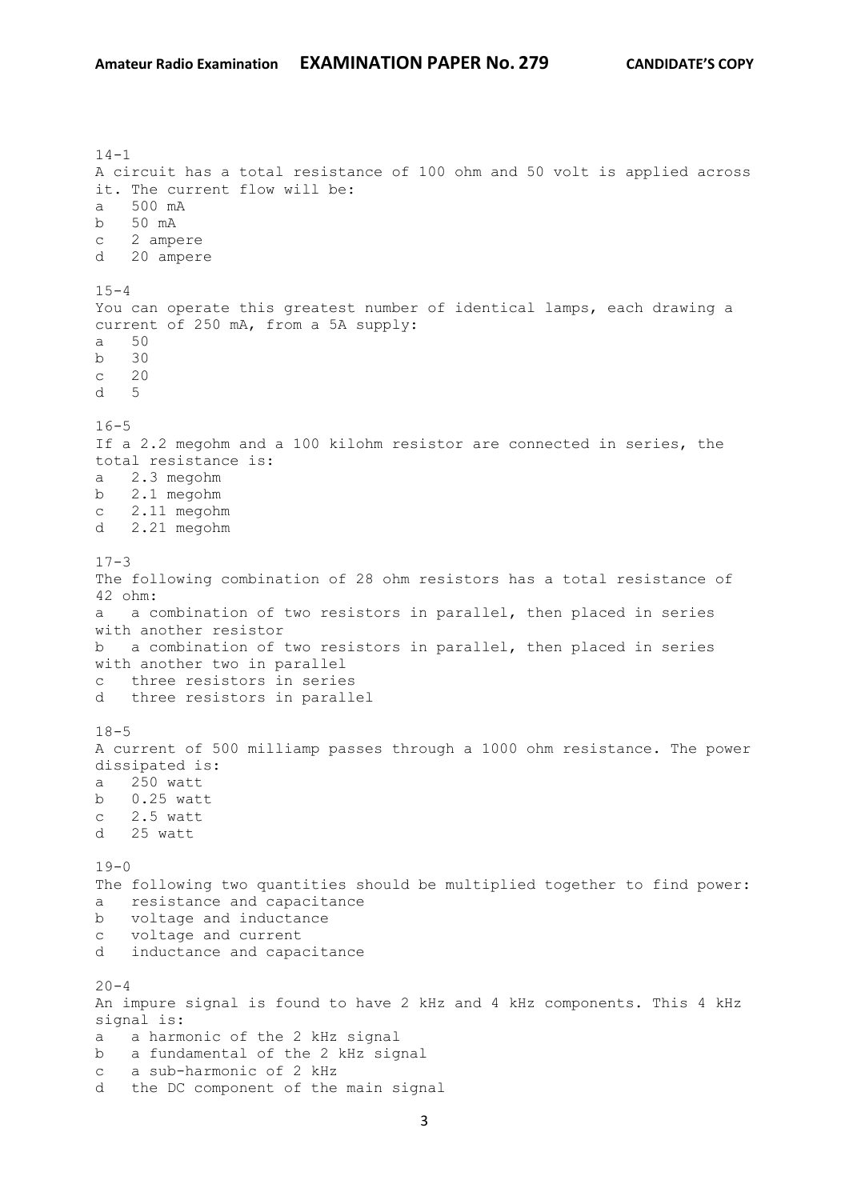14-1
A circuit has a total resistance of 100 ohm and 50 volt is applied across it. The current flow will be:
a   500 mA
b   50 mA
c   2 ampere
d   20 ampere

15-4
You can operate this greatest number of identical lamps, each drawing a current of 250 mA, from a 5A supply:
a   50
b   30
c   20
d   5

16-5
If a 2.2 megohm and a 100 kilohm resistor are connected in series, the total resistance is:
a   2.3 megohm
b   2.1 megohm
c   2.11 megohm
d   2.21 megohm

17-3
The following combination of 28 ohm resistors has a total resistance of 42 ohm:
a   a combination of two resistors in parallel, then placed in series with another resistor
b   a combination of two resistors in parallel, then placed in series with another two in parallel
c   three resistors in series
d   three resistors in parallel

18-5
A current of 500 milliamp passes through a 1000 ohm resistance. The power dissipated is:
a   250 watt
b   0.25 watt
c   2.5 watt
d   25 watt

19-0
The following two quantities should be multiplied together to find power:
a   resistance and capacitance
b   voltage and inductance
c   voltage and current
d   inductance and capacitance

20-4
An impure signal is found to have 2 kHz and 4 kHz components. This 4 kHz signal is:
a   a harmonic of the 2 kHz signal
b   a fundamental of the 2 kHz signal
c   a sub-harmonic of 2 kHz
d   the DC component of the main signal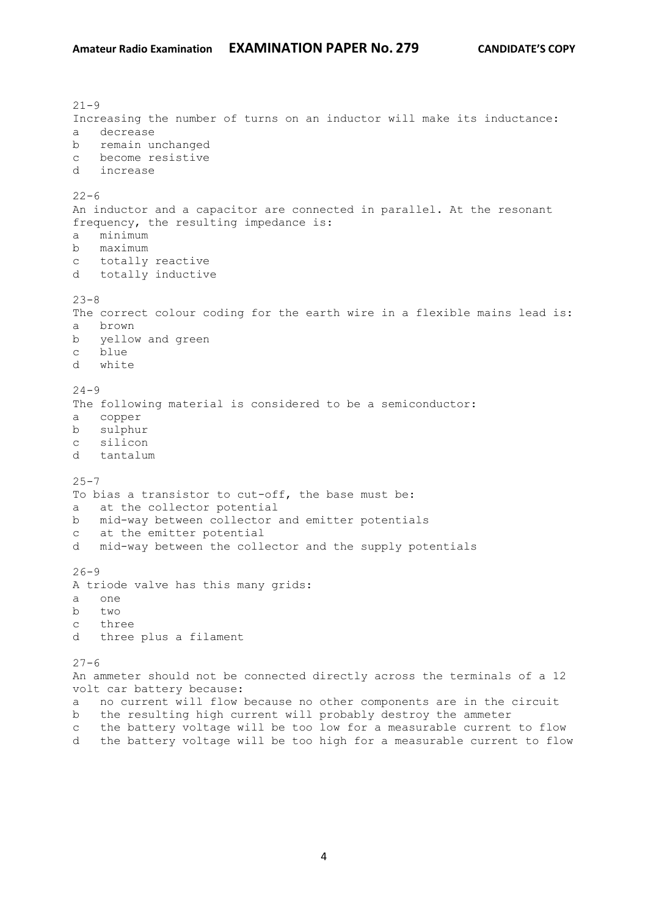21-9
Increasing the number of turns on an inductor will make its inductance:
a decrease
b remain unchanged
c become resistive
d increase

22-6
An inductor and a capacitor are connected in parallel. At the resonant frequency, the resulting impedance is:
a minimum
b maximum
c totally reactive
d totally inductive

23-8
The correct colour coding for the earth wire in a flexible mains lead is:
a brown
b yellow and green
c blue
d white

24-9
The following material is considered to be a semiconductor:
a copper
b sulphur
c silicon
d tantalum

25-7
To bias a transistor to cut-off, the base must be:
a at the collector potential
b mid-way between collector and emitter potentials
c at the emitter potential
d mid-way between the collector and the supply potentials

26-9
A triode valve has this many grids:
a one
b two
c three
d three plus a filament

27-6
An ammeter should not be connected directly across the terminals of a 12 volt car battery because:
a no current will flow because no other components are in the circuit
b the resulting high current will probably destroy the ammeter
c the battery voltage will be too low for a measurable current to flow
d the battery voltage will be too high for a measurable current to flow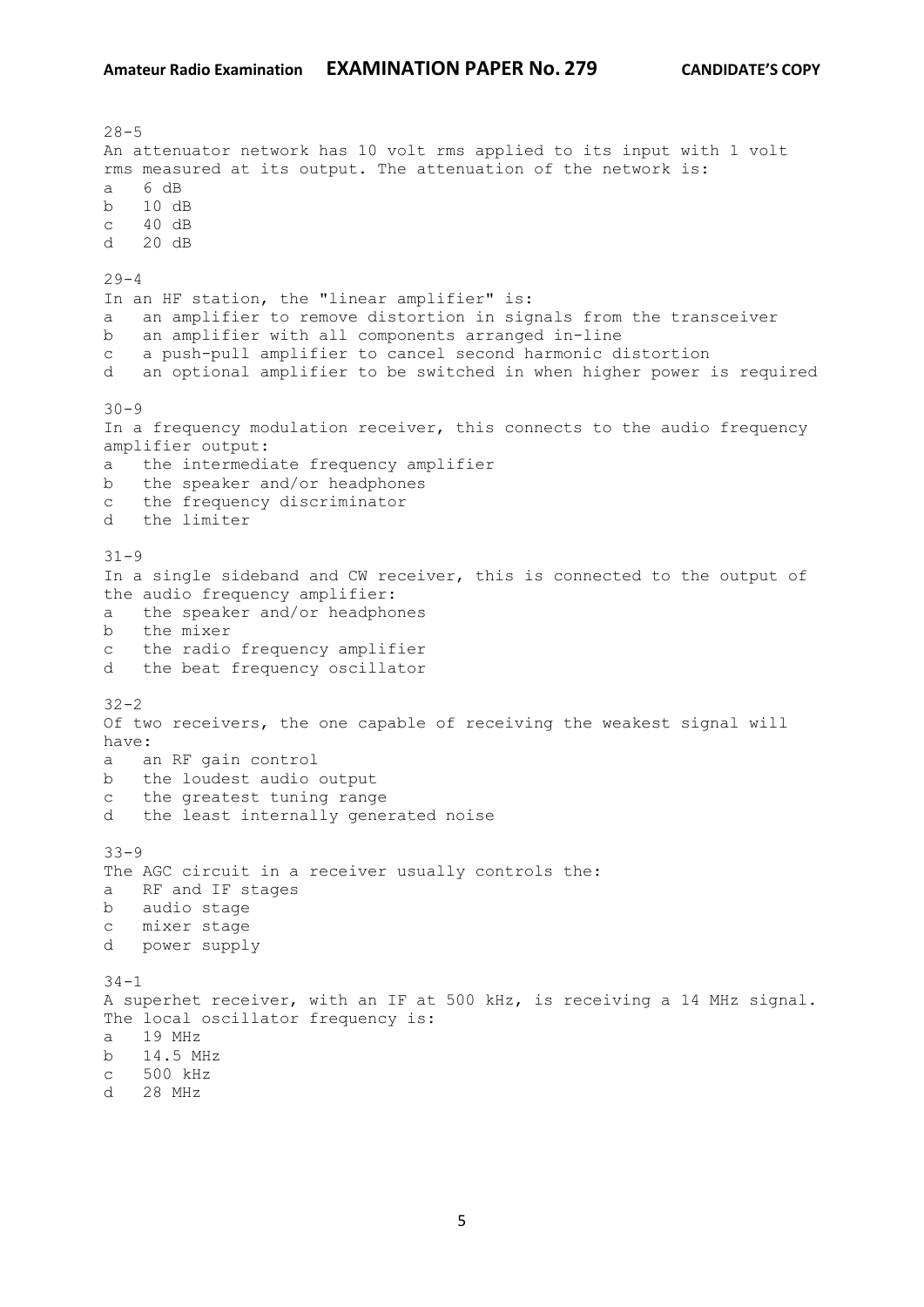28-5
An attenuator network has 10 volt rms applied to its input with 1 volt rms measured at its output. The attenuation of the network is:
a   6 dB
b   10 dB
c   40 dB
d   20 dB

29-4
In an HF station, the "linear amplifier" is:
a   an amplifier to remove distortion in signals from the transceiver
b   an amplifier with all components arranged in-line
c   a push-pull amplifier to cancel second harmonic distortion
d   an optional amplifier to be switched in when higher power is required

30-9
In a frequency modulation receiver, this connects to the audio frequency amplifier output:
a   the intermediate frequency amplifier
b   the speaker and/or headphones
c   the frequency discriminator
d   the limiter

31-9
In a single sideband and CW receiver, this is connected to the output of the audio frequency amplifier:
a   the speaker and/or headphones
b   the mixer
c   the radio frequency amplifier
d   the beat frequency oscillator

32-2
Of two receivers, the one capable of receiving the weakest signal will have:
a   an RF gain control
b   the loudest audio output
c   the greatest tuning range
d   the least internally generated noise

33-9
The AGC circuit in a receiver usually controls the:
a   RF and IF stages
b   audio stage
c   mixer stage
d   power supply

34-1
A superhet receiver, with an IF at 500 kHz, is receiving a 14 MHz signal. The local oscillator frequency is:
a   19 MHz
b   14.5 MHz
c   500 kHz
d   28 MHz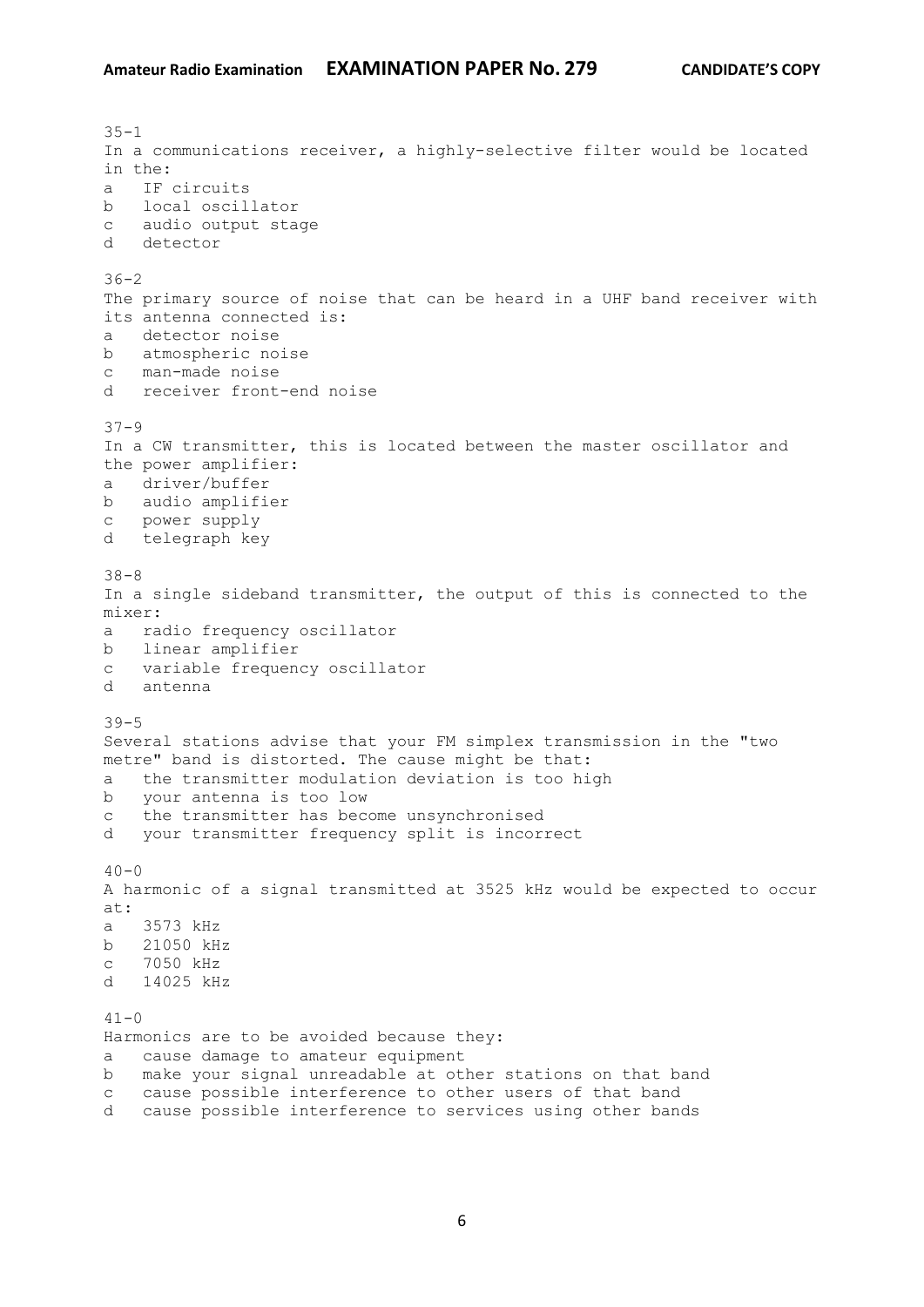35-1
In a communications receiver, a highly-selective filter would be located in the:

a IF circuits
b local oscillator
c audio output stage
d detector

36-2
The primary source of noise that can be heard in a UHF band receiver with its antenna connected is:

a detector noise
b atmospheric noise
c man-made noise
d receiver front-end noise

37-9
In a CW transmitter, this is located between the master oscillator and the power amplifier:

a driver/buffer
b audio amplifier
c power supply
d telegraph key

38-8
In a single sideband transmitter, the output of this is connected to the mixer:

a radio frequency oscillator
b linear amplifier
c variable frequency oscillator
d antenna

39-5
Several stations advise that your FM simplex transmission in the "two metre" band is distorted. The cause might be that:

a the transmitter modulation deviation is too high
b your antenna is too low
c the transmitter has become unsynchronised
d your transmitter frequency split is incorrect

40-0
A harmonic of a signal transmitted at 3525 kHz would be expected to occur at:

a 3573 kHz
b 21050 kHz
c 7050 kHz
d 14025 kHz

41-0
Harmonics are to be avoided because they:

a cause damage to amateur equipment
b make your signal unreadable at other stations on that band
c cause possible interference to other users of that band
d cause possible interference to services using other bands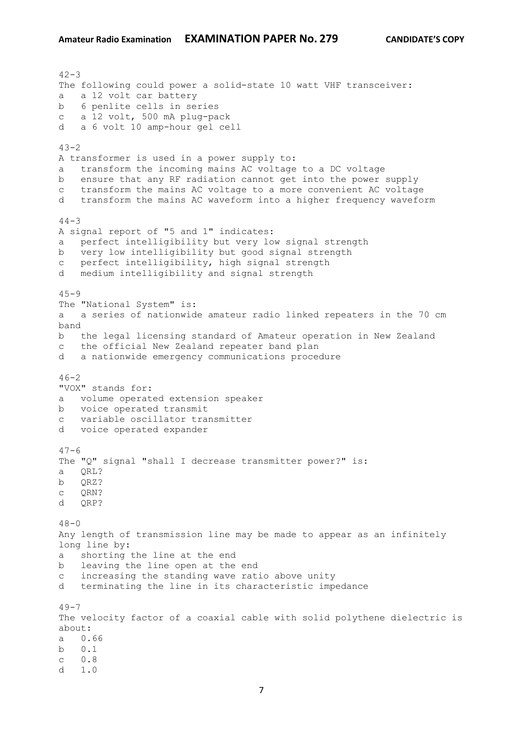42-3
The following could power a solid-state 10 watt VHF transceiver:
a   a 12 volt car battery
b   6 penlite cells in series
c   a 12 volt, 500 mA plug-pack
d   a 6 volt 10 amp-hour gel cell

43-2
A transformer is used in a power supply to:
a   transform the incoming mains AC voltage to a DC voltage
b   ensure that any RF radiation cannot get into the power supply
c   transform the mains AC voltage to a more convenient AC voltage
d   transform the mains AC waveform into a higher frequency waveform

44-3
A signal report of "5 and 1" indicates:
a   perfect intelligibility but very low signal strength
b   very low intelligibility but good signal strength
c   perfect intelligibility, high signal strength
d   medium intelligibility and signal strength

45-9
The "National System" is:
a   a series of nationwide amateur radio linked repeaters in the 70 cm band
b   the legal licensing standard of Amateur operation in New Zealand
c   the official New Zealand repeater band plan
d   a nationwide emergency communications procedure

46-2
"VOX" stands for:
a   volume operated extension speaker
b   voice operated transmit
c   variable oscillator transmitter
d   voice operated expander

47-6
The "Q" signal "shall I decrease transmitter power?" is:
a   QRL?
b   QRZ?
c   QRN?
d   QRP?

48-0
Any length of transmission line may be made to appear as an infinitely long line by:
a   shorting the line at the end
b   leaving the line open at the end
c   increasing the standing wave ratio above unity
d   terminating the line in its characteristic impedance

49-7
The velocity factor of a coaxial cable with solid polythene dielectric is about:
a   0.66
b   0.1
c   0.8
d   1.0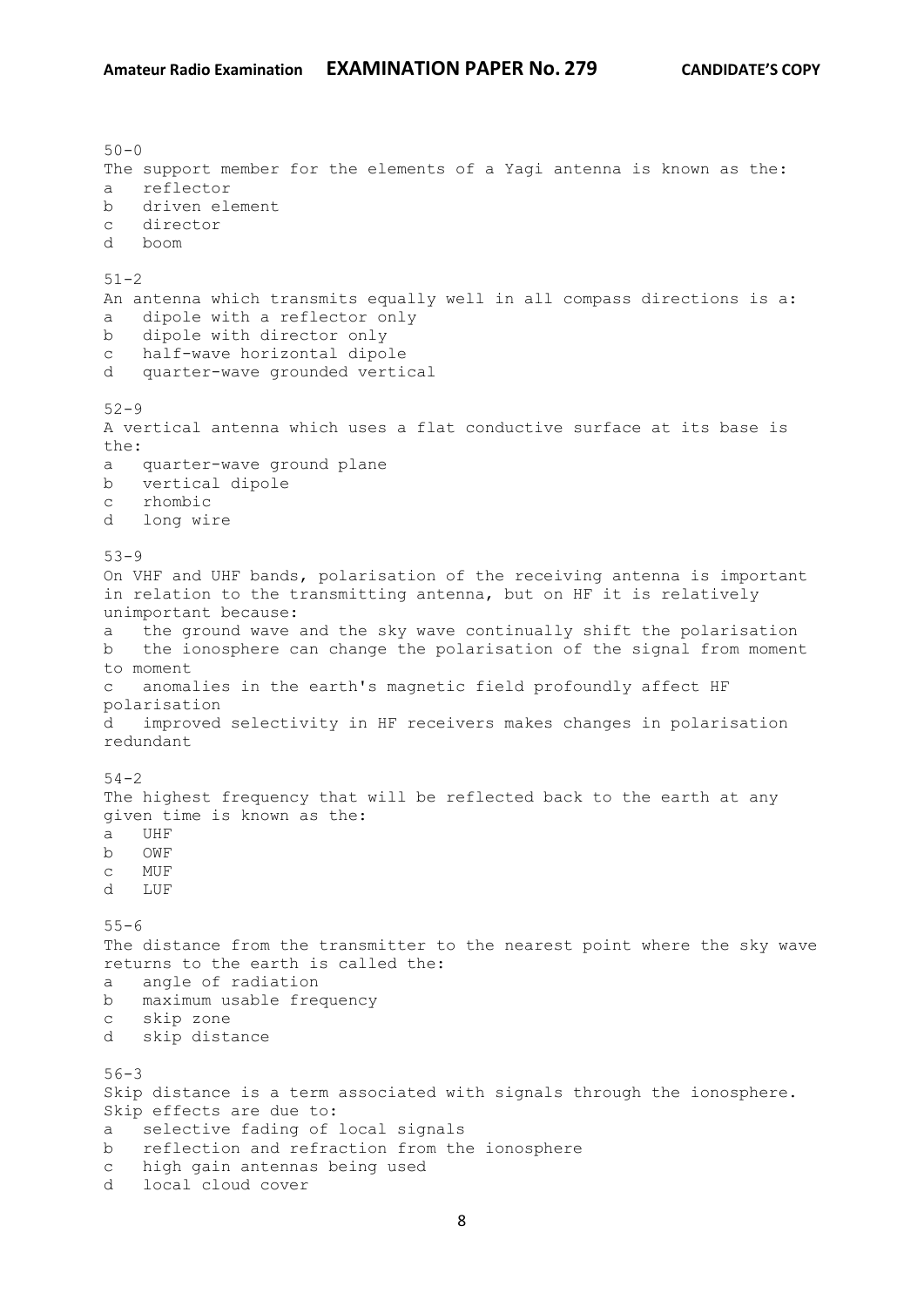50-0
The support member for the elements of a Yagi antenna is known as the:
a   reflector
b   driven element
c   director
d   boom

51-2
An antenna which transmits equally well in all compass directions is a:
a   dipole with a reflector only
b   dipole with director only
c   half-wave horizontal dipole
d   quarter-wave grounded vertical

52-9
A vertical antenna which uses a flat conductive surface at its base is the:
a   quarter-wave ground plane
b   vertical dipole
c   rhombic
d   long wire

53-9
On VHF and UHF bands, polarisation of the receiving antenna is important in relation to the transmitting antenna, but on HF it is relatively unimportant because:
a   the ground wave and the sky wave continually shift the polarisation
b   the ionosphere can change the polarisation of the signal from moment to moment
c   anomalies in the earth's magnetic field profoundly affect HF polarisation
d   improved selectivity in HF receivers makes changes in polarisation redundant

54-2
The highest frequency that will be reflected back to the earth at any given time is known as the:
a   UHF
b   OWF
c   MUF
d   LUF

55-6
The distance from the transmitter to the nearest point where the sky wave returns to the earth is called the:
a   angle of radiation
b   maximum usable frequency
c   skip zone
d   skip distance

56-3
Skip distance is a term associated with signals through the ionosphere. Skip effects are due to:
a   selective fading of local signals
b   reflection and refraction from the ionosphere
c   high gain antennas being used
d   local cloud cover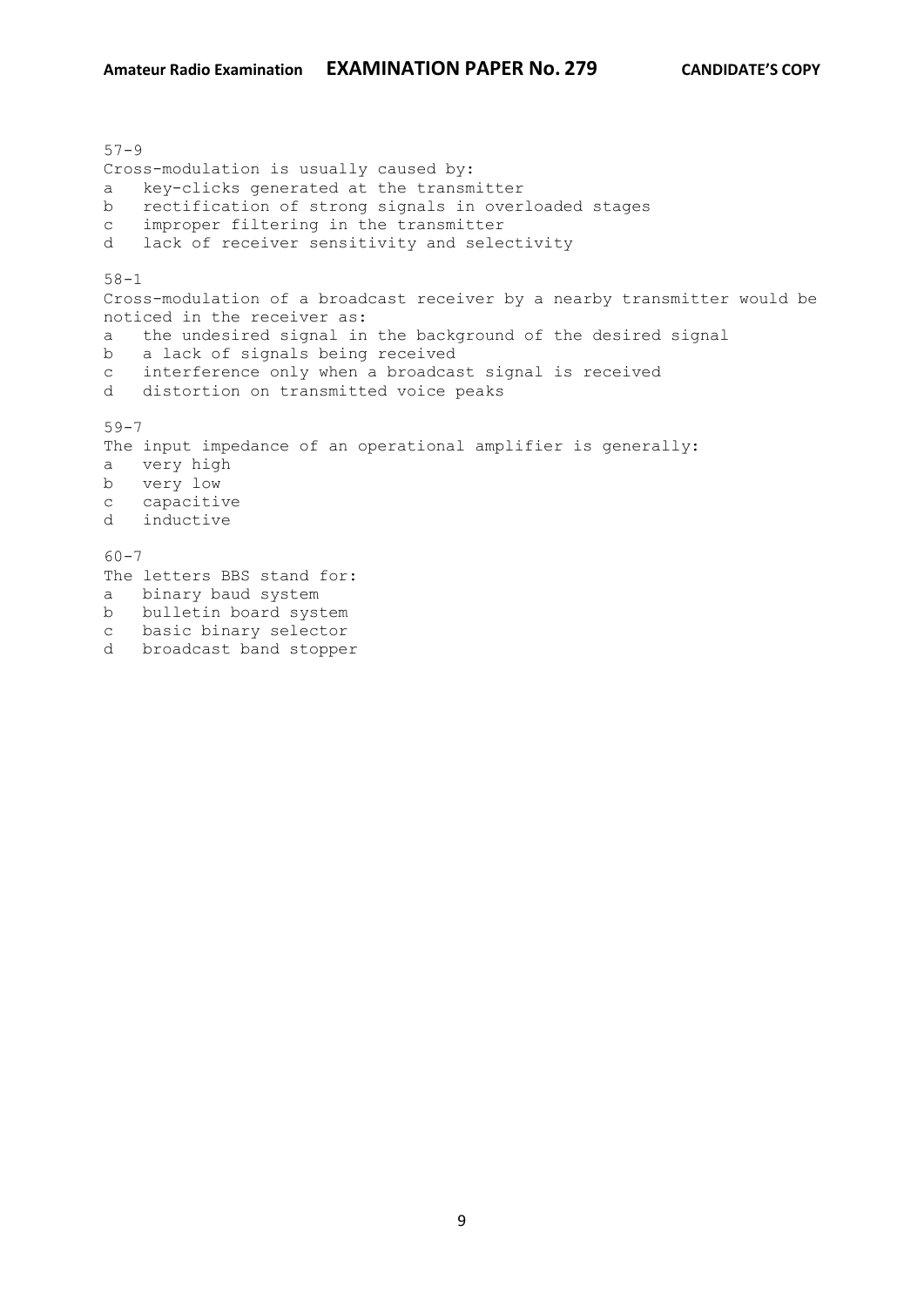57-9
Cross-modulation is usually caused by:
a   key-clicks generated at the transmitter
b   rectification of strong signals in overloaded stages
c   improper filtering in the transmitter
d   lack of receiver sensitivity and selectivity

58-1
Cross-modulation of a broadcast receiver by a nearby transmitter would be noticed in the receiver as:
a   the undesired signal in the background of the desired signal
b   a lack of signals being received
c   interference only when a broadcast signal is received
d   distortion on transmitted voice peaks

59-7
The input impedance of an operational amplifier is generally:
a   very high
b   very low
c   capacitive
d   inductive

60-7
The letters BBS stand for:
a   binary baud system
b   bulletin board system
c   basic binary selector
d   broadcast band stopper